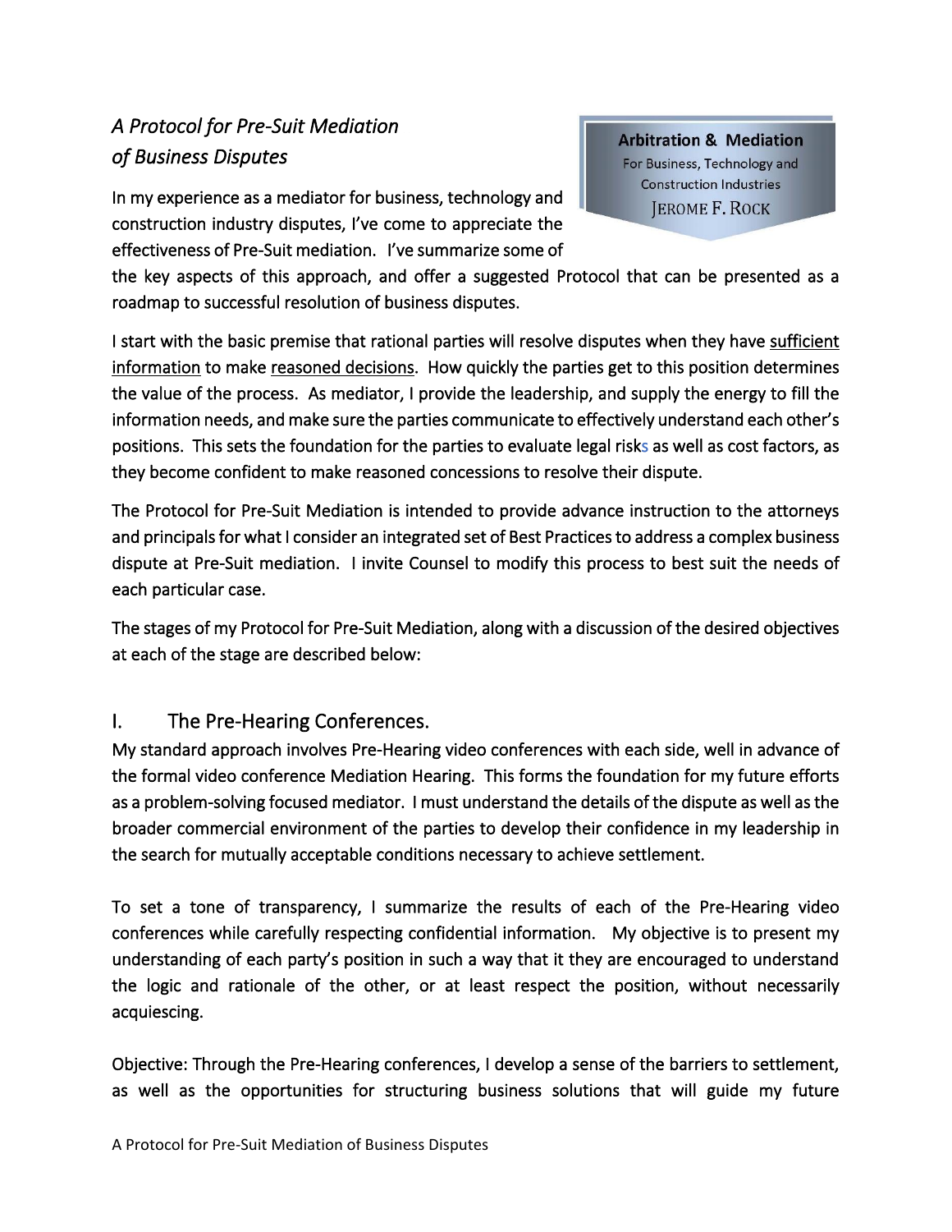*A Protocol for Pre-Suit Mediation of Business Disputes*

**Arbitration & Mediation**
For Business, Technology and Construction Industries
JEROME F. ROCK

In my experience as a mediator for business, technology and construction industry disputes, I've come to appreciate the effectiveness of Pre-Suit mediation. I've summarize some of the key aspects of this approach, and offer a suggested Protocol that can be presented as a roadmap to successful resolution of business disputes.

I start with the basic premise that rational parties will resolve disputes when they have sufficient information to make reasoned decisions. How quickly the parties get to this position determines the value of the process. As mediator, I provide the leadership, and supply the energy to fill the information needs, and make sure the parties communicate to effectively understand each other's positions. This sets the foundation for the parties to evaluate legal risks as well as cost factors, as they become confident to make reasoned concessions to resolve their dispute.

The Protocol for Pre-Suit Mediation is intended to provide advance instruction to the attorneys and principals for what I consider an integrated set of Best Practices to address a complex business dispute at Pre-Suit mediation. I invite Counsel to modify this process to best suit the needs of each particular case.

The stages of my Protocol for Pre-Suit Mediation, along with a discussion of the desired objectives at each of the stage are described below:

## I. The Pre-Hearing Conferences.

My standard approach involves Pre-Hearing video conferences with each side, well in advance of the formal video conference Mediation Hearing. This forms the foundation for my future efforts as a problem-solving focused mediator. I must understand the details of the dispute as well as the broader commercial environment of the parties to develop their confidence in my leadership in the search for mutually acceptable conditions necessary to achieve settlement.

To set a tone of transparency, I summarize the results of each of the Pre-Hearing video conferences while carefully respecting confidential information. My objective is to present my understanding of each party's position in such a way that it they are encouraged to understand the logic and rationale of the other, or at least respect the position, without necessarily acquiescing.

Objective: Through the Pre-Hearing conferences, I develop a sense of the barriers to settlement, as well as the opportunities for structuring business solutions that will guide my future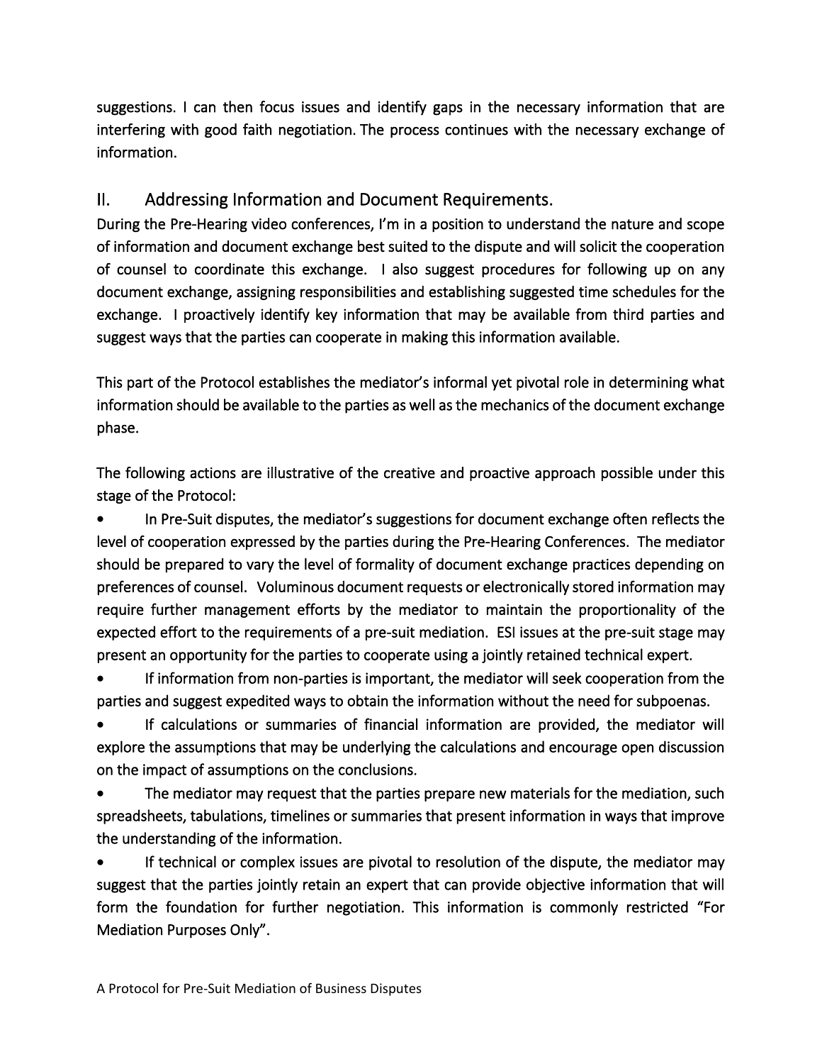suggestions. I can then focus issues and identify gaps in the necessary information that are interfering with good faith negotiation. The process continues with the necessary exchange of information.

## II. Addressing Information and Document Requirements.

During the Pre-Hearing video conferences, I'm in a position to understand the nature and scope of information and document exchange best suited to the dispute and will solicit the cooperation of counsel to coordinate this exchange. I also suggest procedures for following up on any document exchange, assigning responsibilities and establishing suggested time schedules for the exchange. I proactively identify key information that may be available from third parties and suggest ways that the parties can cooperate in making this information available.

This part of the Protocol establishes the mediator's informal yet pivotal role in determining what information should be available to the parties as well as the mechanics of the document exchange phase.

The following actions are illustrative of the creative and proactive approach possible under this stage of the Protocol:

- In Pre-Suit disputes, the mediator's suggestions for document exchange often reflects the level of cooperation expressed by the parties during the Pre-Hearing Conferences. The mediator should be prepared to vary the level of formality of document exchange practices depending on preferences of counsel. Voluminous document requests or electronically stored information may require further management efforts by the mediator to maintain the proportionality of the expected effort to the requirements of a pre-suit mediation. ESI issues at the pre-suit stage may present an opportunity for the parties to cooperate using a jointly retained technical expert.
- If information from non-parties is important, the mediator will seek cooperation from the parties and suggest expedited ways to obtain the information without the need for subpoenas.
- If calculations or summaries of financial information are provided, the mediator will explore the assumptions that may be underlying the calculations and encourage open discussion on the impact of assumptions on the conclusions.
- The mediator may request that the parties prepare new materials for the mediation, such spreadsheets, tabulations, timelines or summaries that present information in ways that improve the understanding of the information.
- If technical or complex issues are pivotal to resolution of the dispute, the mediator may suggest that the parties jointly retain an expert that can provide objective information that will form the foundation for further negotiation. This information is commonly restricted "For Mediation Purposes Only".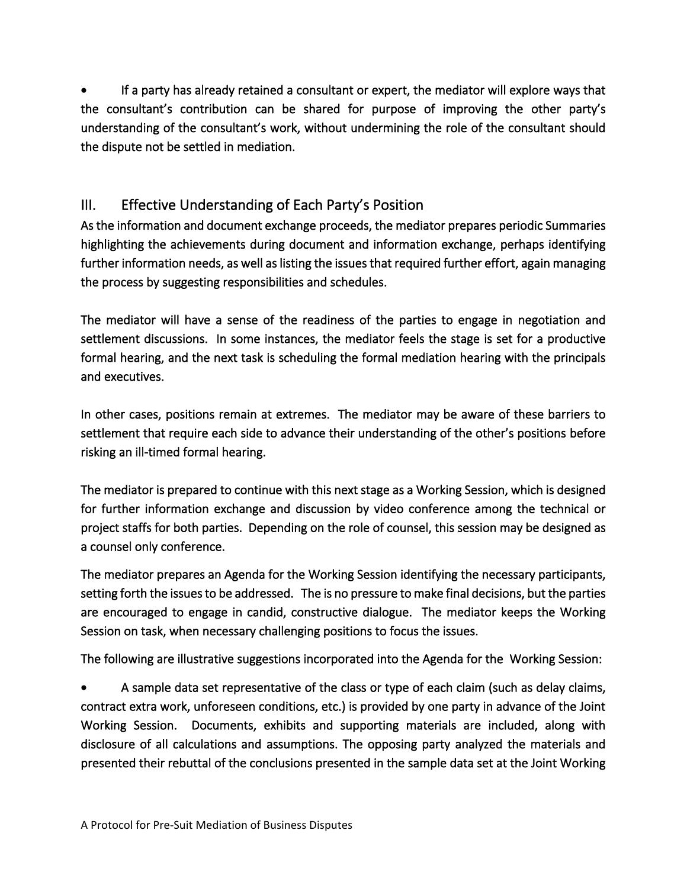- If a party has already retained a consultant or expert, the mediator will explore ways that the consultant's contribution can be shared for purpose of improving the other party's understanding of the consultant's work, without undermining the role of the consultant should the dispute not be settled in mediation.

## III. Effective Understanding of Each Party's Position

As the information and document exchange proceeds, the mediator prepares periodic Summaries highlighting the achievements during document and information exchange, perhaps identifying further information needs, as well as listing the issues that required further effort, again managing the process by suggesting responsibilities and schedules.

The mediator will have a sense of the readiness of the parties to engage in negotiation and settlement discussions. In some instances, the mediator feels the stage is set for a productive formal hearing, and the next task is scheduling the formal mediation hearing with the principals and executives.

In other cases, positions remain at extremes. The mediator may be aware of these barriers to settlement that require each side to advance their understanding of the other's positions before risking an ill-timed formal hearing.

The mediator is prepared to continue with this next stage as a Working Session, which is designed for further information exchange and discussion by video conference among the technical or project staffs for both parties. Depending on the role of counsel, this session may be designed as a counsel only conference.

The mediator prepares an Agenda for the Working Session identifying the necessary participants, setting forth the issues to be addressed. The is no pressure to make final decisions, but the parties are encouraged to engage in candid, constructive dialogue. The mediator keeps the Working Session on task, when necessary challenging positions to focus the issues.

The following are illustrative suggestions incorporated into the Agenda for the Working Session:

- A sample data set representative of the class or type of each claim (such as delay claims, contract extra work, unforeseen conditions, etc.) is provided by one party in advance of the Joint Working Session. Documents, exhibits and supporting materials are included, along with disclosure of all calculations and assumptions. The opposing party analyzed the materials and presented their rebuttal of the conclusions presented in the sample data set at the Joint Working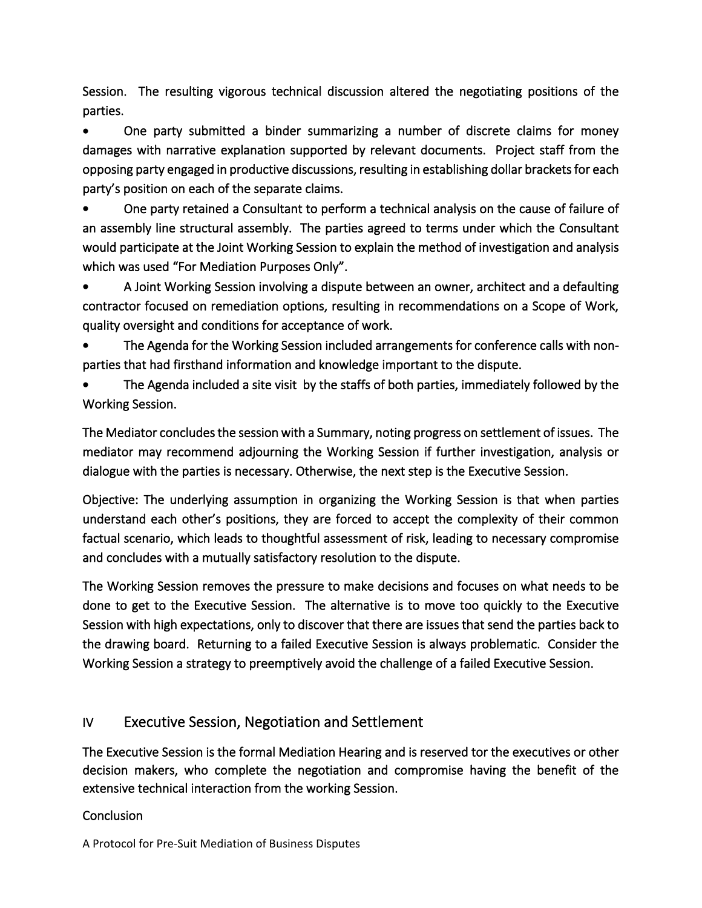Session. The resulting vigorous technical discussion altered the negotiating positions of the parties.

- One party submitted a binder summarizing a number of discrete claims for money damages with narrative explanation supported by relevant documents. Project staff from the opposing party engaged in productive discussions, resulting in establishing dollar brackets for each party's position on each of the separate claims.
- One party retained a Consultant to perform a technical analysis on the cause of failure of an assembly line structural assembly. The parties agreed to terms under which the Consultant would participate at the Joint Working Session to explain the method of investigation and analysis which was used "For Mediation Purposes Only".
- A Joint Working Session involving a dispute between an owner, architect and a defaulting contractor focused on remediation options, resulting in recommendations on a Scope of Work, quality oversight and conditions for acceptance of work.
- The Agenda for the Working Session included arrangements for conference calls with non-parties that had firsthand information and knowledge important to the dispute.
- The Agenda included a site visit by the staffs of both parties, immediately followed by the Working Session.

The Mediator concludes the session with a Summary, noting progress on settlement of issues. The mediator may recommend adjourning the Working Session if further investigation, analysis or dialogue with the parties is necessary. Otherwise, the next step is the Executive Session.

Objective: The underlying assumption in organizing the Working Session is that when parties understand each other's positions, they are forced to accept the complexity of their common factual scenario, which leads to thoughtful assessment of risk, leading to necessary compromise and concludes with a mutually satisfactory resolution to the dispute.

The Working Session removes the pressure to make decisions and focuses on what needs to be done to get to the Executive Session. The alternative is to move too quickly to the Executive Session with high expectations, only to discover that there are issues that send the parties back to the drawing board. Returning to a failed Executive Session is always problematic. Consider the Working Session a strategy to preemptively avoid the challenge of a failed Executive Session.

## IV Executive Session, Negotiation and Settlement

The Executive Session is the formal Mediation Hearing and is reserved tor the executives or other decision makers, who complete the negotiation and compromise having the benefit of the extensive technical interaction from the working Session.

Conclusion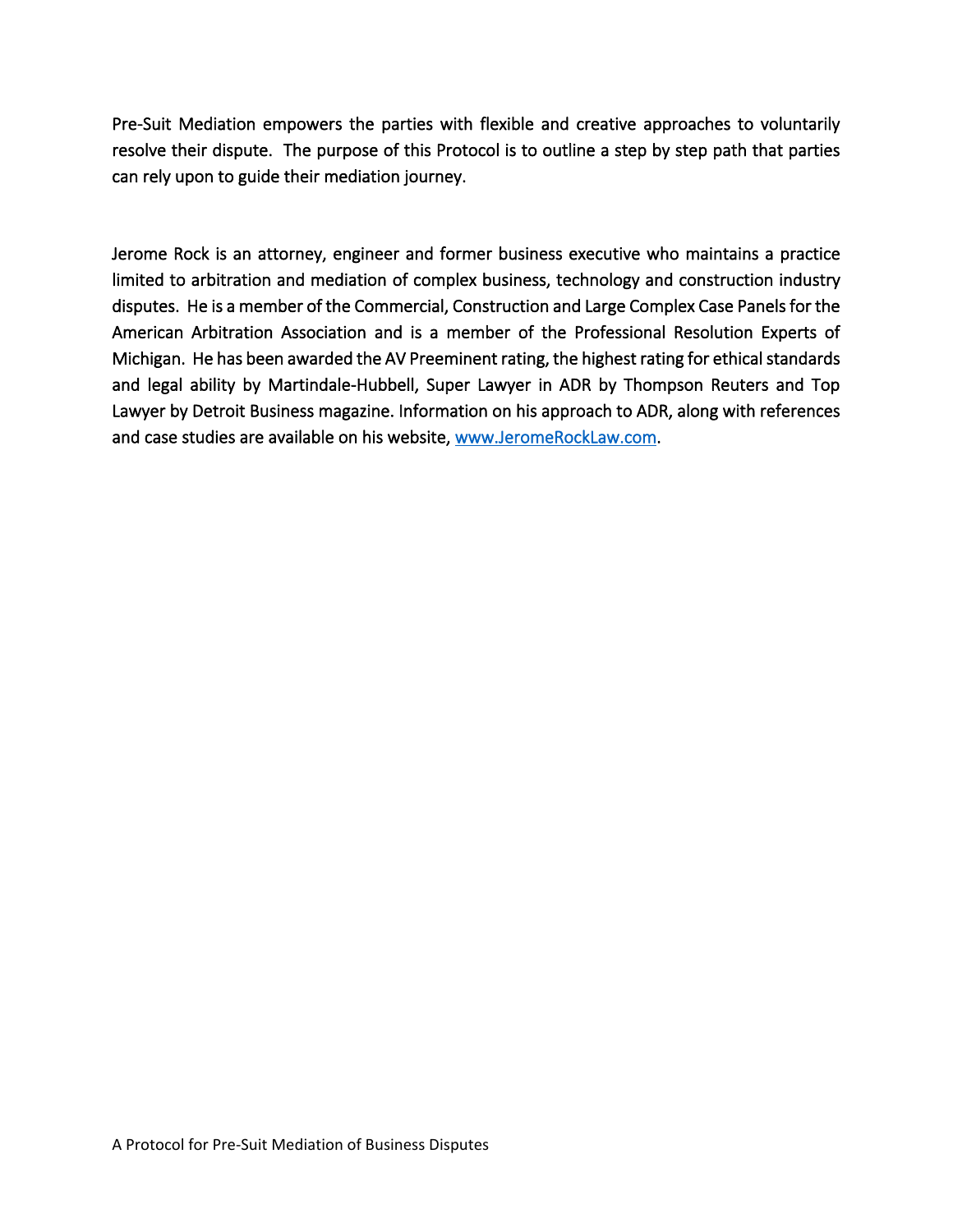Pre-Suit Mediation empowers the parties with flexible and creative approaches to voluntarily resolve their dispute. The purpose of this Protocol is to outline a step by step path that parties can rely upon to guide their mediation journey.

Jerome Rock is an attorney, engineer and former business executive who maintains a practice limited to arbitration and mediation of complex business, technology and construction industry disputes. He is a member of the Commercial, Construction and Large Complex Case Panels for the American Arbitration Association and is a member of the Professional Resolution Experts of Michigan. He has been awarded the AV Preeminent rating, the highest rating for ethical standards and legal ability by Martindale-Hubbell, Super Lawyer in ADR by Thompson Reuters and Top Lawyer by Detroit Business magazine. Information on his approach to ADR, along with references and case studies are available on his website, [www.JeromeRockLaw.com](http://www.JeromeRockLaw.com).